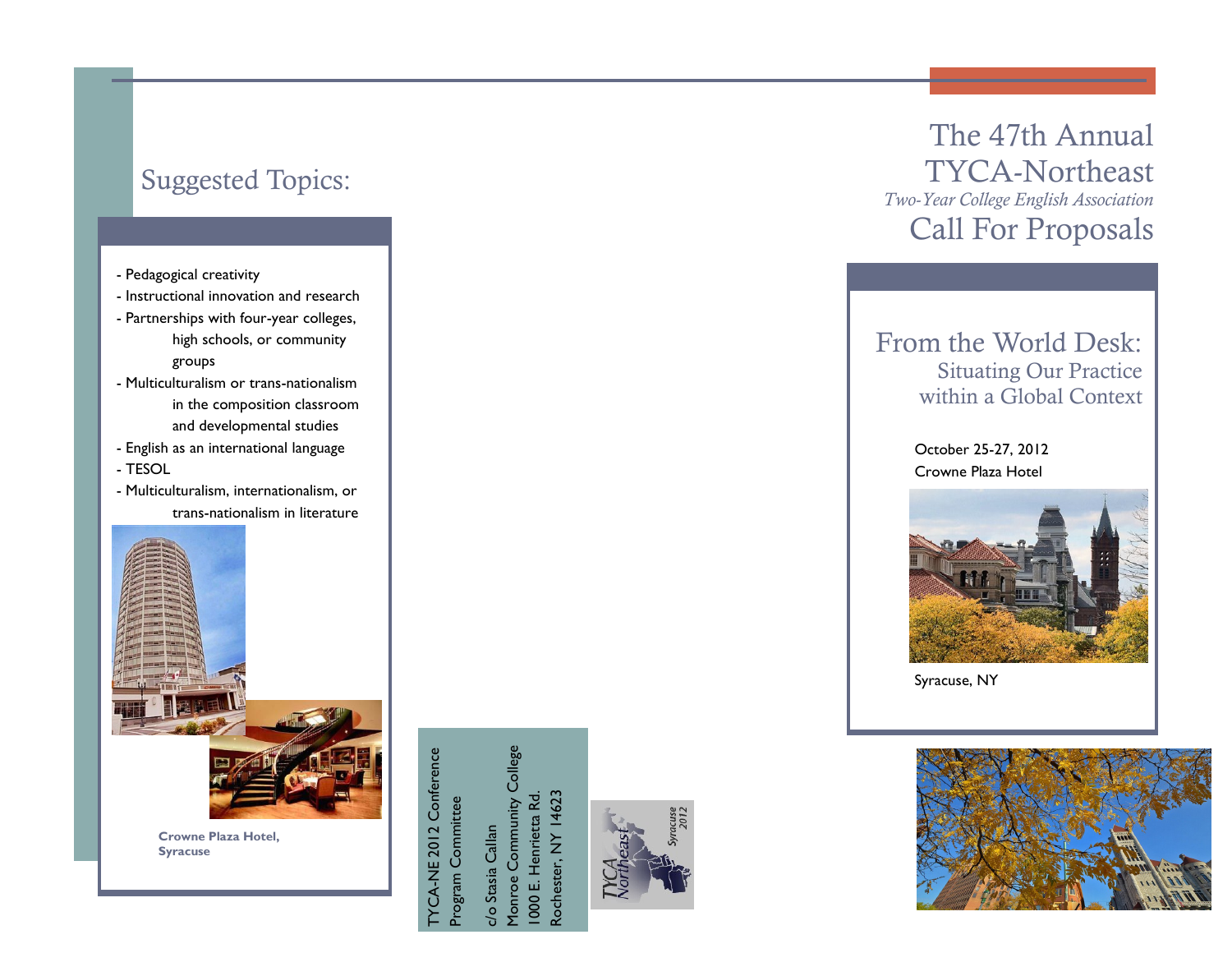## Suggested Topics:

- Pedagogical creativity
- Instructional innovation and research
- Partnerships with four-year colleges, high schools, or community groups
- Multiculturalism or trans-nationalism in the composition classroom and developmental studies
- English as an international language
- TESOL
- Multiculturalism, internationalism, or trans-nationalism in literature

**Crowne Plaza Hotel, Syracuse**

TYCA-NE 2012 Conference
Program Committee

c/o Stasia Callan
Monroe Community College
1000 E. Henrietta Rd.
Rochester, NY 14623

TYCA Northeast
Syracuse 2012

# The 47th Annual TYCA-Northeast

*Two-Year College English Association*

# Call For Proposals

## From the World Desk:

### Situating Our Practice within a Global Context

October 25-27, 2012
Crowne Plaza Hotel

Syracuse, NY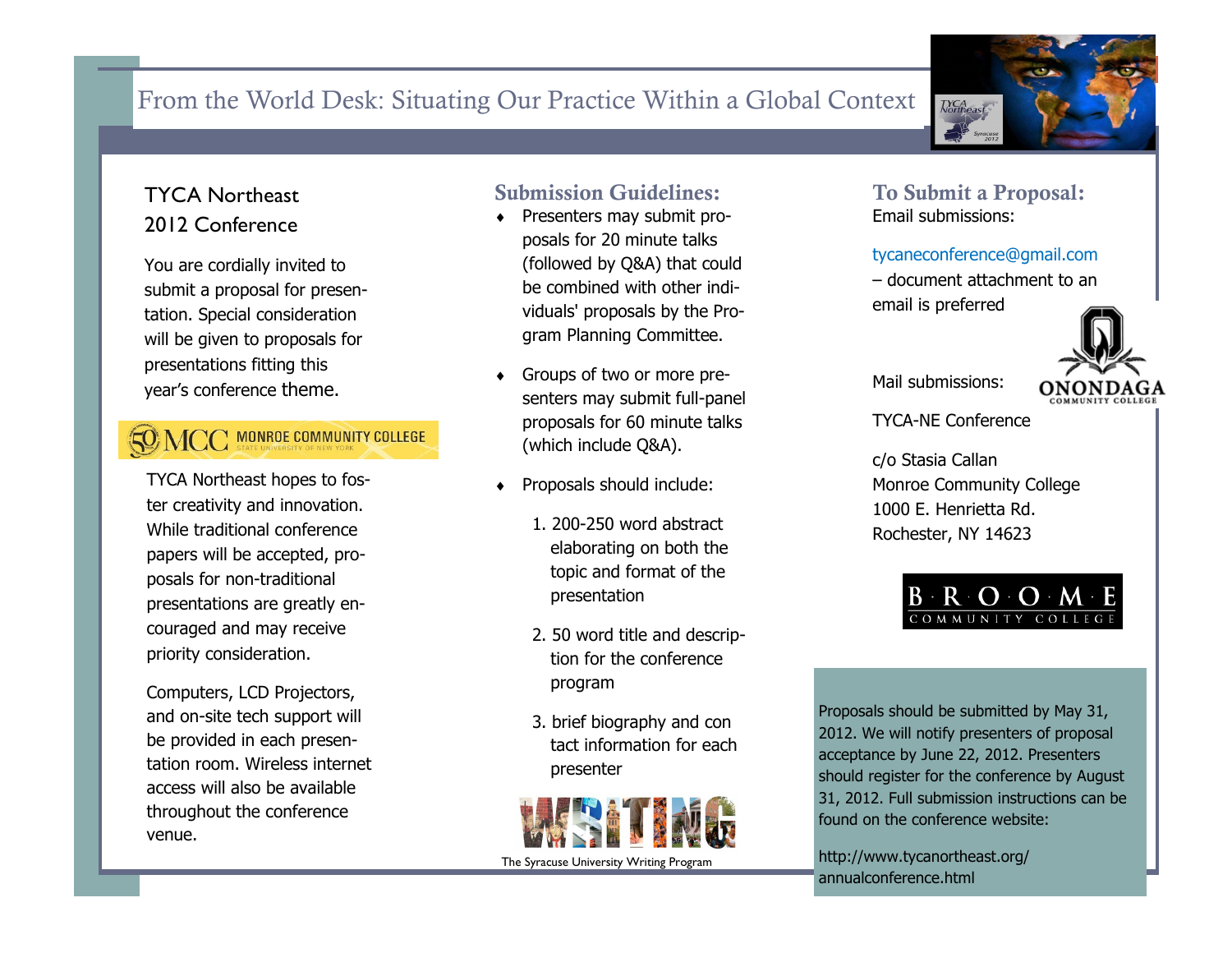# From the World Desk: Situating Our Practice Within a Global Context

## TYCA Northeast 2012 Conference

You are cordially invited to submit a proposal for presentation. Special consideration will be given to proposals for presentations fitting this year's conference theme.

MCC MONROE COMMUNITY COLLEGE STATE UNIVERSITY OF NEW YORK

TYCA Northeast hopes to foster creativity and innovation. While traditional conference papers will be accepted, proposals for non-traditional presentations are greatly encouraged and may receive priority consideration.

Computers, LCD Projectors, and on-site tech support will be provided in each presentation room. Wireless internet access will also be available throughout the conference venue.

## Submission Guidelines:

- Presenters may submit proposals for 20 minute talks (followed by Q&A) that could be combined with other individuals' proposals by the Program Planning Committee.
- Groups of two or more presenters may submit full-panel proposals for 60 minute talks (which include Q&A).
- Proposals should include:
  1. 200-250 word abstract elaborating on both the topic and format of the presentation
  2. 50 word title and description for the conference program
  3. brief biography and con tact information for each presenter

WRITING

The Syracuse University Writing Program

## To Submit a Proposal:

Email submissions:

tycaneconference@gmail.com – document attachment to an email is preferred

Mail submissions:

TYCA-NE Conference

c/o Stasia Callan
Monroe Community College
1000 E. Henrietta Rd.
Rochester, NY 14623

ONONDAGA COMMUNITY COLLEGE

BROOME COMMUNITY COLLEGE

Proposals should be submitted by May 31, 2012. We will notify presenters of proposal acceptance by June 22, 2012. Presenters should register for the conference by August 31, 2012. Full submission instructions can be found on the conference website:

http://www.tycanortheast.org/annualconference.html